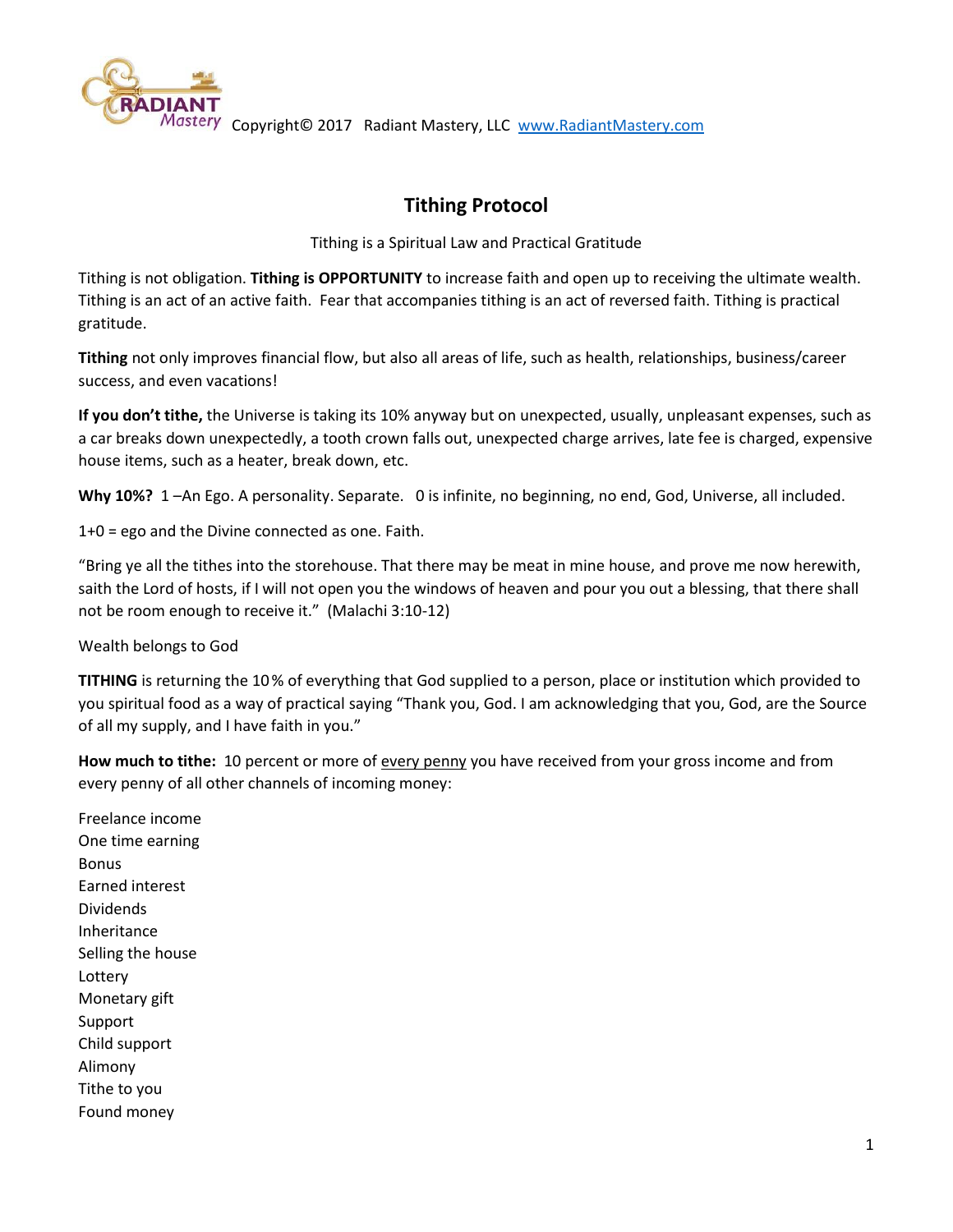Copyright© 2017 Radiant Mastery, LLC [www.RadiantMastery.com](http://www.RadiantMastery.com)

# Tithing Protocol

Tithing is a Spiritual Law and Practical Gratitude

Tithing is not obligation. **Tithing is OPPORTUNITY** to increase faith and open up to receiving the ultimate wealth. Tithing is an act of an active faith. Fear that accompanies tithing is an act of reversed faith. Tithing is practical gratitude.

**Tithing** not only improves financial flow, but also all areas of life, such as health, relationships, business/career success, and even vacations!

**If you don't tithe,** the Universe is taking its 10% anyway but on unexpected, usually, unpleasant expenses, such as a car breaks down unexpectedly, a tooth crown falls out, unexpected charge arrives, late fee is charged, expensive house items, such as a heater, break down, etc.

**Why 10%?** 1 –An Ego. A personality. Separate. 0 is infinite, no beginning, no end, God, Universe, all included.

1+0 = ego and the Divine connected as one. Faith.

"Bring ye all the tithes into the storehouse. That there may be meat in mine house, and prove me now herewith, saith the Lord of hosts, if I will not open you the windows of heaven and pour you out a blessing, that there shall not be room enough to receive it." (Malachi 3:10-12)

Wealth belongs to God

**TITHING** is returning the 10% of everything that God supplied to a person, place or institution which provided to you spiritual food as a way of practical saying "Thank you, God. I am acknowledging that you, God, are the Source of all my supply, and I have faith in you."

**How much to tithe:** 10 percent or more of <u>every penny</u> you have received from your gross income and from every penny of all other channels of incoming money:

Freelance income
One time earning
Bonus
Earned interest
Dividends
Inheritance
Selling the house
Lottery
Monetary gift
Support
Child support
Alimony
Tithe to you
Found money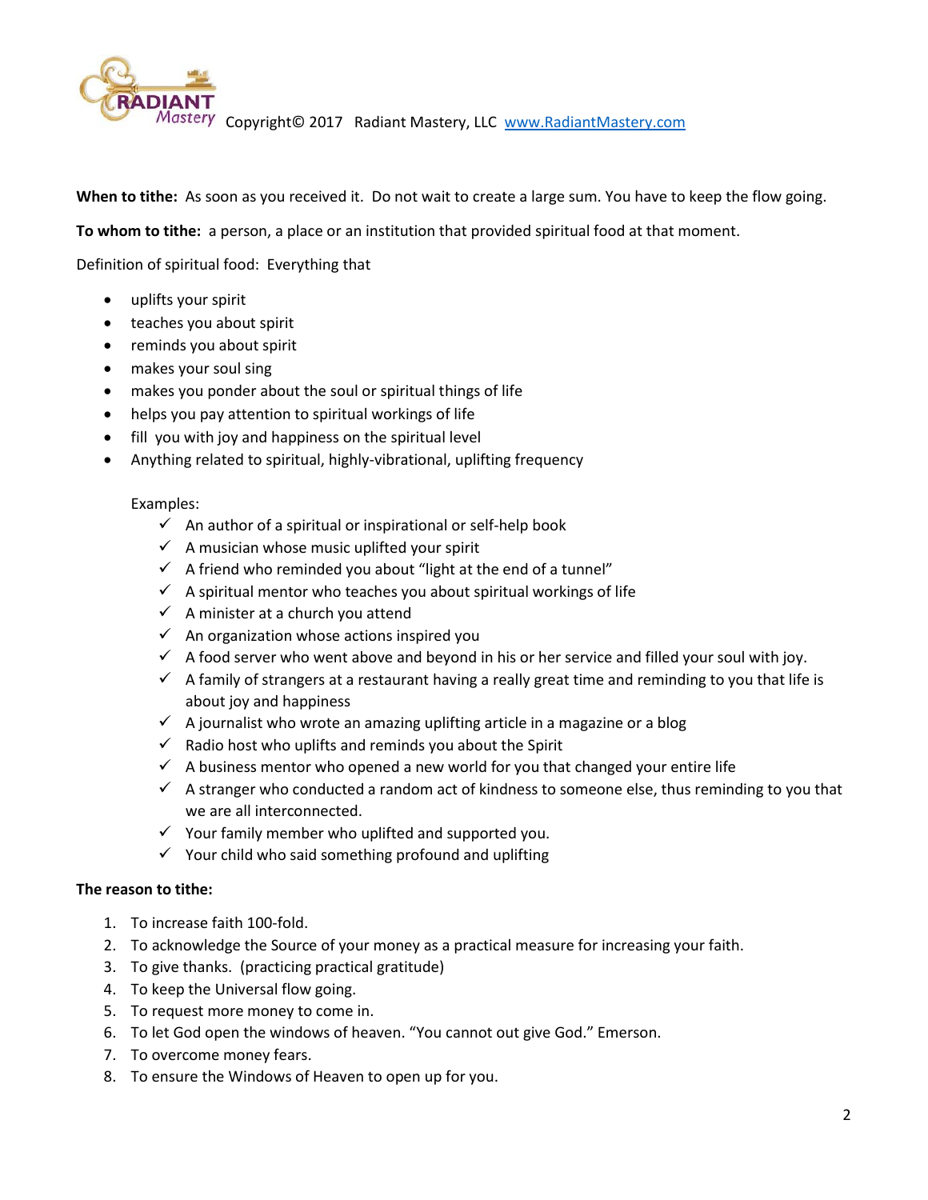**When to tithe:** As soon as you received it. Do not wait to create a large sum. You have to keep the flow going.

**To whom to tithe:** a person, a place or an institution that provided spiritual food at that moment.

Definition of spiritual food: Everything that

- uplifts your spirit
- teaches you about spirit
- reminds you about spirit
- makes your soul sing
- makes you ponder about the soul or spiritual things of life
- helps you pay attention to spiritual workings of life
- fill you with joy and happiness on the spiritual level
- Anything related to spiritual, highly-vibrational, uplifting frequency

  Examples:
  - ✓ An author of a spiritual or inspirational or self-help book
  - ✓ A musician whose music uplifted your spirit
  - ✓ A friend who reminded you about "light at the end of a tunnel"
  - ✓ A spiritual mentor who teaches you about spiritual workings of life
  - ✓ A minister at a church you attend
  - ✓ An organization whose actions inspired you
  - ✓ A food server who went above and beyond in his or her service and filled your soul with joy.
  - ✓ A family of strangers at a restaurant having a really great time and reminding to you that life is about joy and happiness
  - ✓ A journalist who wrote an amazing uplifting article in a magazine or a blog
  - ✓ Radio host who uplifts and reminds you about the Spirit
  - ✓ A business mentor who opened a new world for you that changed your entire life
  - ✓ A stranger who conducted a random act of kindness to someone else, thus reminding to you that we are all interconnected.
  - ✓ Your family member who uplifted and supported you.
  - ✓ Your child who said something profound and uplifting

**The reason to tithe:**

1. To increase faith 100-fold.
2. To acknowledge the Source of your money as a practical measure for increasing your faith.
3. To give thanks. (practicing practical gratitude)
4. To keep the Universal flow going.
5. To request more money to come in.
6. To let God open the windows of heaven. "You cannot out give God." Emerson.
7. To overcome money fears.
8. To ensure the Windows of Heaven to open up for you.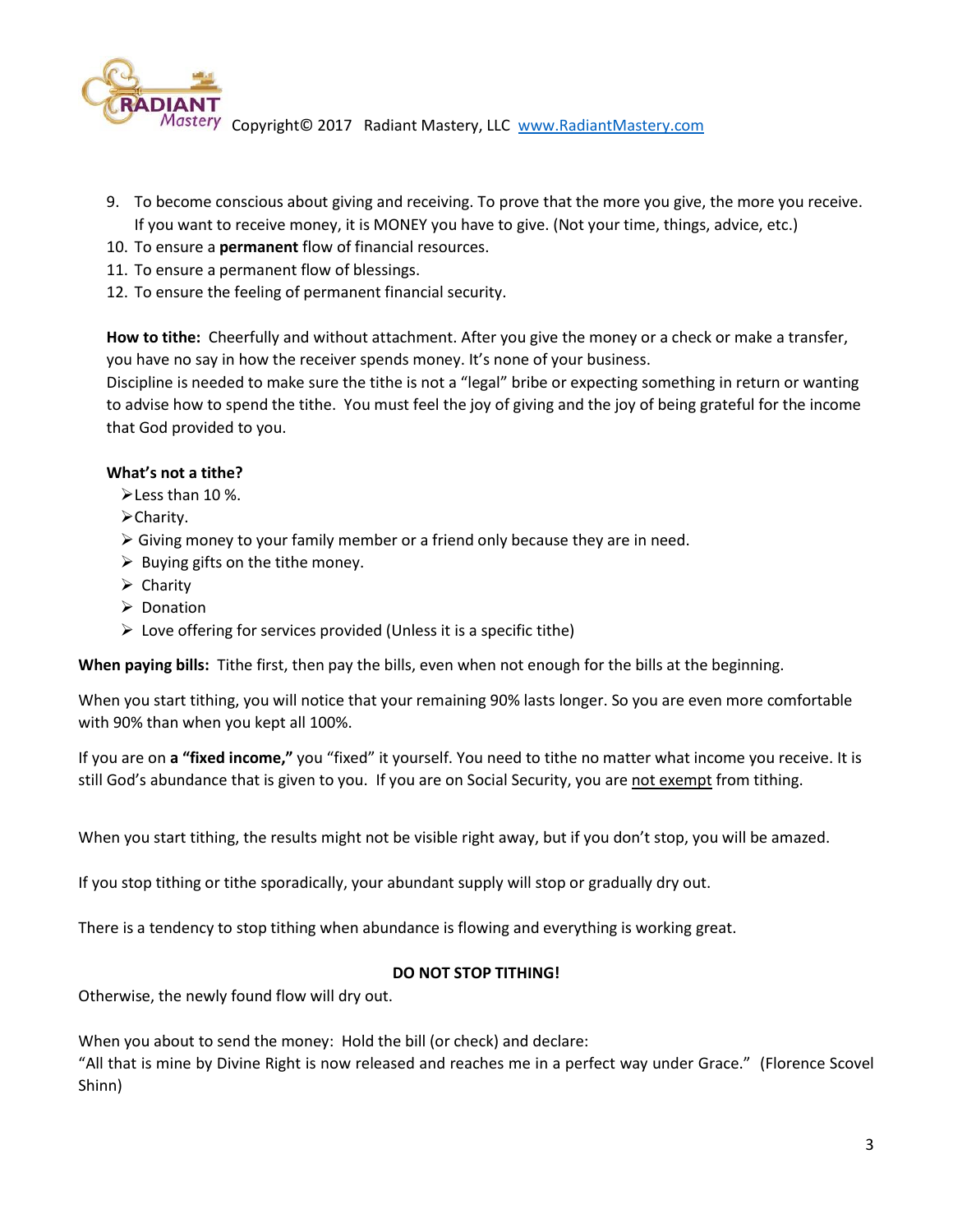9. To become conscious about giving and receiving. To prove that the more you give, the more you receive. If you want to receive money, it is MONEY you have to give. (Not your time, things, advice, etc.)
10. To ensure a **permanent** flow of financial resources.
11. To ensure a permanent flow of blessings.
12. To ensure the feeling of permanent financial security.

**How to tithe:** Cheerfully and without attachment. After you give the money or a check or make a transfer, you have no say in how the receiver spends money. It's none of your business.
Discipline is needed to make sure the tithe is not a "legal" bribe or expecting something in return or wanting to advise how to spend the tithe. You must feel the joy of giving and the joy of being grateful for the income that God provided to you.

**What's not a tithe?**

- Less than 10 %.
- Charity.
- Giving money to your family member or a friend only because they are in need.
- Buying gifts on the tithe money.
- Charity
- Donation
- Love offering for services provided (Unless it is a specific tithe)

**When paying bills:** Tithe first, then pay the bills, even when not enough for the bills at the beginning.

When you start tithing, you will notice that your remaining 90% lasts longer. So you are even more comfortable with 90% than when you kept all 100%.

If you are on **a "fixed income,"** you "fixed" it yourself. You need to tithe no matter what income you receive. It is still God's abundance that is given to you. If you are on Social Security, you are <u>not exempt</u> from tithing.

When you start tithing, the results might not be visible right away, but if you don't stop, you will be amazed.

If you stop tithing or tithe sporadically, your abundant supply will stop or gradually dry out.

There is a tendency to stop tithing when abundance is flowing and everything is working great.

**DO NOT STOP TITHING!**

Otherwise, the newly found flow will dry out.

When you about to send the money: Hold the bill (or check) and declare:
"All that is mine by Divine Right is now released and reaches me in a perfect way under Grace." (Florence Scovel Shinn)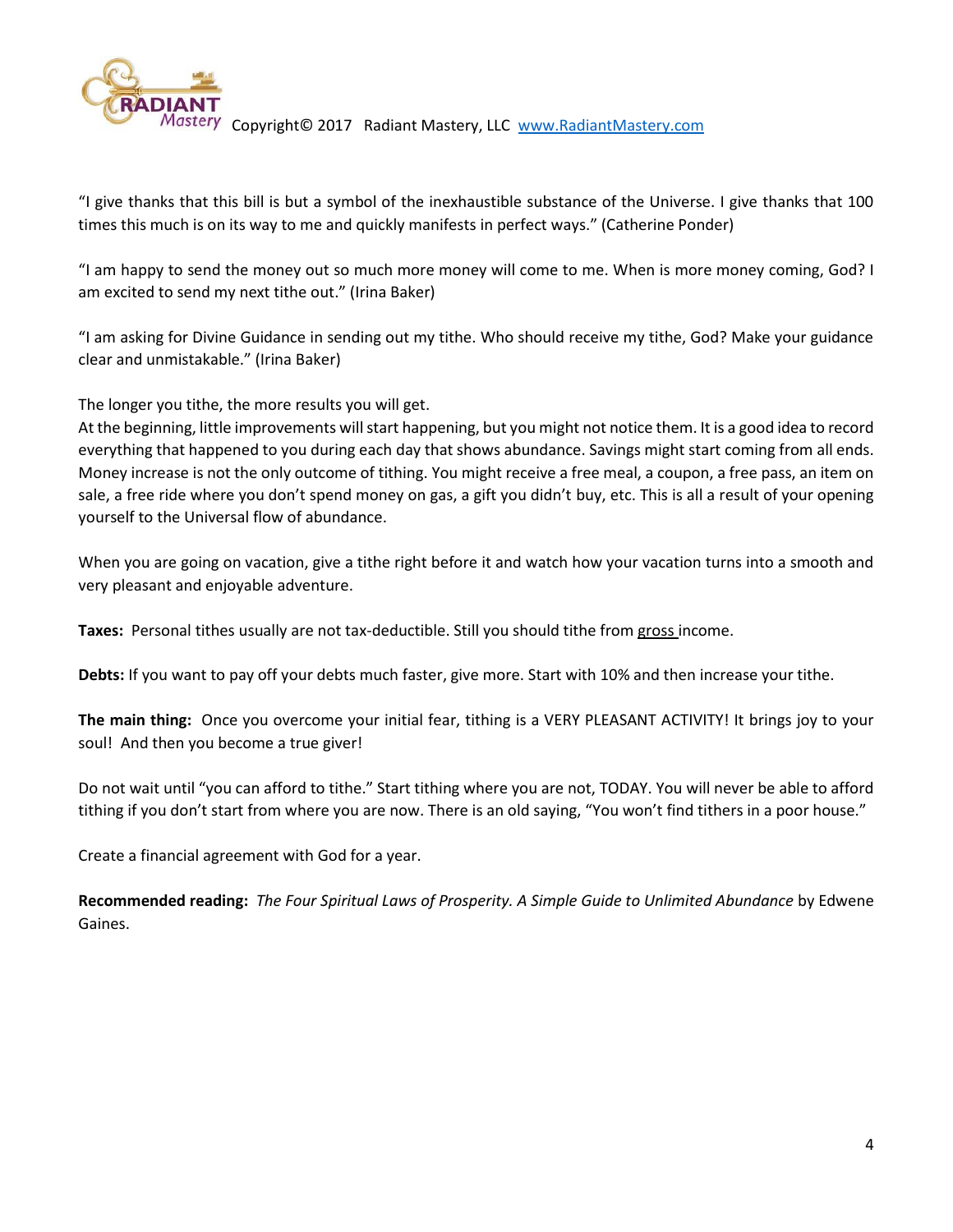"I give thanks that this bill is but a symbol of the inexhaustible substance of the Universe. I give thanks that 100 times this much is on its way to me and quickly manifests in perfect ways." (Catherine Ponder)

"I am happy to send the money out so much more money will come to me. When is more money coming, God? I am excited to send my next tithe out." (Irina Baker)

"I am asking for Divine Guidance in sending out my tithe. Who should receive my tithe, God? Make your guidance clear and unmistakable." (Irina Baker)

The longer you tithe, the more results you will get.
At the beginning, little improvements will start happening, but you might not notice them. It is a good idea to record everything that happened to you during each day that shows abundance. Savings might start coming from all ends. Money increase is not the only outcome of tithing. You might receive a free meal, a coupon, a free pass, an item on sale, a free ride where you don't spend money on gas, a gift you didn't buy, etc. This is all a result of your opening yourself to the Universal flow of abundance.

When you are going on vacation, give a tithe right before it and watch how your vacation turns into a smooth and very pleasant and enjoyable adventure.

**Taxes:** Personal tithes usually are not tax-deductible. Still you should tithe from gross income.

**Debts:** If you want to pay off your debts much faster, give more. Start with 10% and then increase your tithe.

**The main thing:** Once you overcome your initial fear, tithing is a VERY PLEASANT ACTIVITY! It brings joy to your soul! And then you become a true giver!

Do not wait until "you can afford to tithe." Start tithing where you are not, TODAY. You will never be able to afford tithing if you don't start from where you are now. There is an old saying, "You won't find tithers in a poor house."

Create a financial agreement with God for a year.

**Recommended reading:** *The Four Spiritual Laws of Prosperity. A Simple Guide to Unlimited Abundance* by Edwene Gaines.